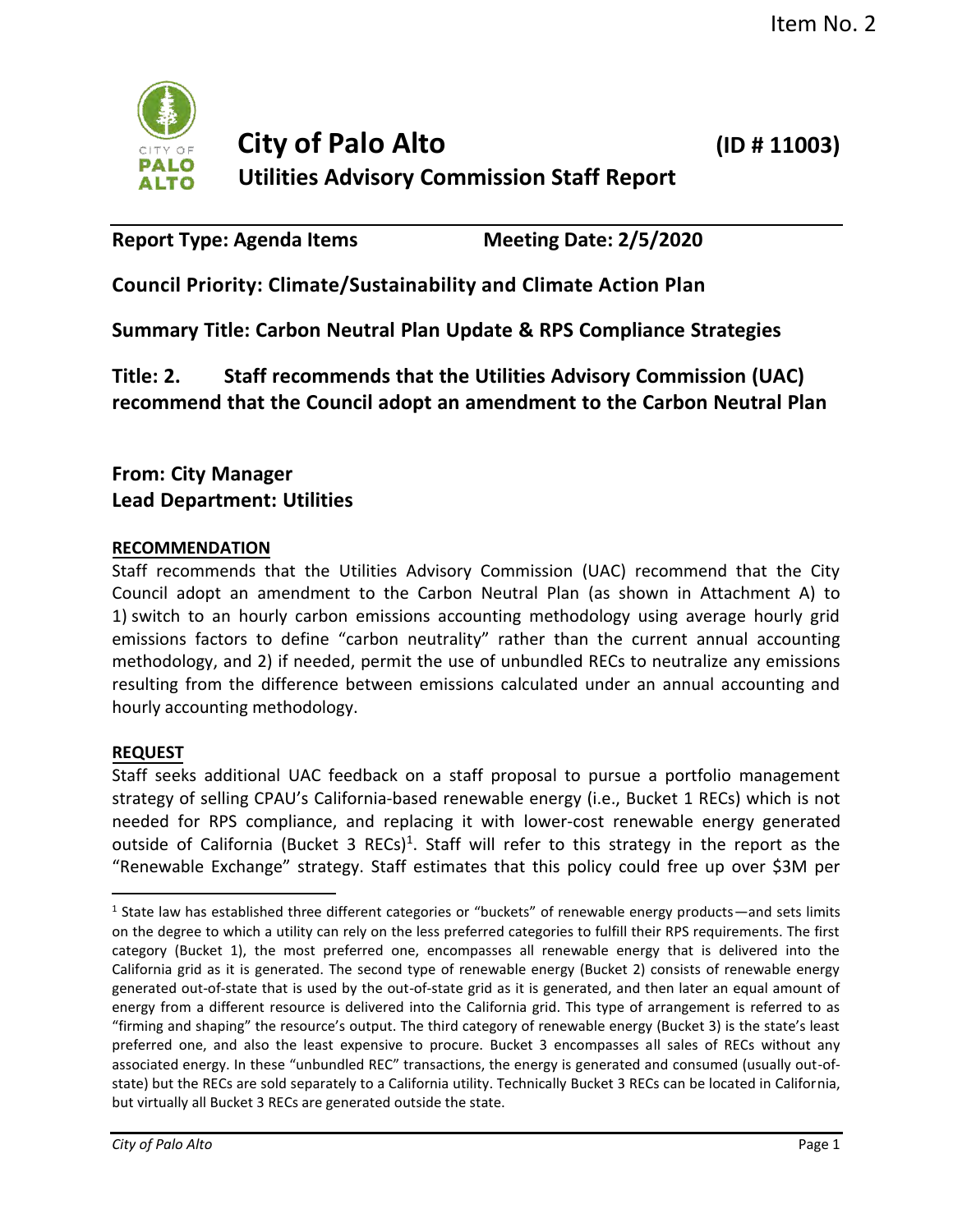Item No. 2

# City of Palo Alto **(ID # 11003)**

## Utilities Advisory Commission Staff Report

**Report Type: Agenda Items** **Meeting Date: 2/5/2020**

**Council Priority: Climate/Sustainability and Climate Action Plan**

**Summary Title: Carbon Neutral Plan Update & RPS Compliance Strategies**

**Title: 2. Staff recommends that the Utilities Advisory Commission (UAC) recommend that the Council adopt an amendment to the Carbon Neutral Plan**

**From: City Manager**
**Lead Department: Utilities**

**RECOMMENDATION**

Staff recommends that the Utilities Advisory Commission (UAC) recommend that the City Council adopt an amendment to the Carbon Neutral Plan (as shown in Attachment A) to 1) switch to an hourly carbon emissions accounting methodology using average hourly grid emissions factors to define "carbon neutrality" rather than the current annual accounting methodology, and 2) if needed, permit the use of unbundled RECs to neutralize any emissions resulting from the difference between emissions calculated under an annual accounting and hourly accounting methodology.

**REQUEST**

Staff seeks additional UAC feedback on a staff proposal to pursue a portfolio management strategy of selling CPAU's California-based renewable energy (i.e., Bucket 1 RECs) which is not needed for RPS compliance, and replacing it with lower-cost renewable energy generated outside of California (Bucket 3 RECs)[1]. Staff will refer to this strategy in the report as the "Renewable Exchange" strategy. Staff estimates that this policy could free up over $3M per

---

[1] State law has established three different categories or "buckets" of renewable energy products—and sets limits on the degree to which a utility can rely on the less preferred categories to fulfill their RPS requirements. The first category (Bucket 1), the most preferred one, encompasses all renewable energy that is delivered into the California grid as it is generated. The second type of renewable energy (Bucket 2) consists of renewable energy generated out-of-state that is used by the out-of-state grid as it is generated, and then later an equal amount of energy from a different resource is delivered into the California grid. This type of arrangement is referred to as "firming and shaping" the resource's output. The third category of renewable energy (Bucket 3) is the state's least preferred one, and also the least expensive to procure. Bucket 3 encompasses all sales of RECs without any associated energy. In these "unbundled REC" transactions, the energy is generated and consumed (usually out-of-state) but the RECs are sold separately to a California utility. Technically Bucket 3 RECs can be located in California, but virtually all Bucket 3 RECs are generated outside the state.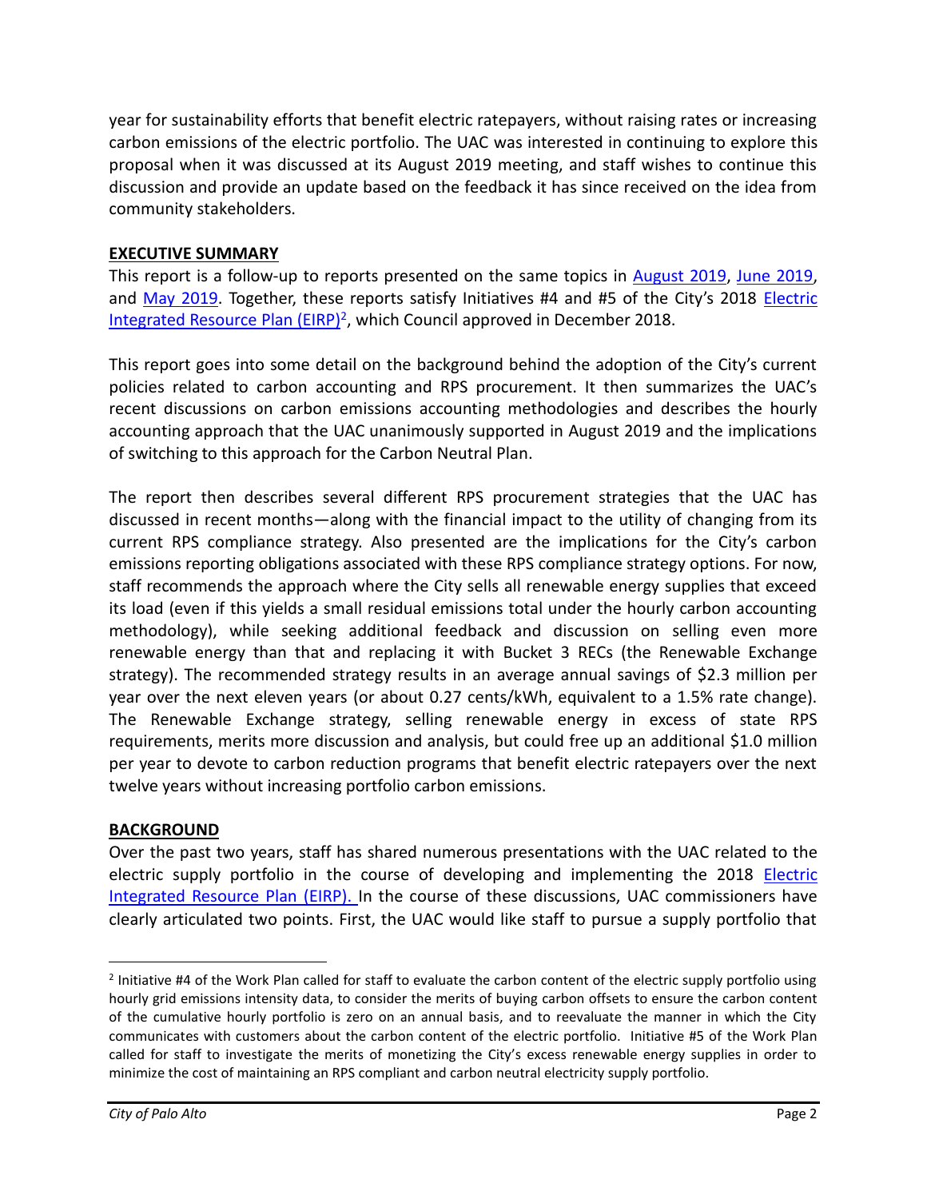year for sustainability efforts that benefit electric ratepayers, without raising rates or increasing carbon emissions of the electric portfolio. The UAC was interested in continuing to explore this proposal when it was discussed at its August 2019 meeting, and staff wishes to continue this discussion and provide an update based on the feedback it has since received on the idea from community stakeholders.

## EXECUTIVE SUMMARY

This report is a follow-up to reports presented on the same topics in August 2019, June 2019, and May 2019. Together, these reports satisfy Initiatives #4 and #5 of the City's 2018 Electric Integrated Resource Plan (EIRP)[2], which Council approved in December 2018.

This report goes into some detail on the background behind the adoption of the City's current policies related to carbon accounting and RPS procurement. It then summarizes the UAC's recent discussions on carbon emissions accounting methodologies and describes the hourly accounting approach that the UAC unanimously supported in August 2019 and the implications of switching to this approach for the Carbon Neutral Plan.

The report then describes several different RPS procurement strategies that the UAC has discussed in recent months—along with the financial impact to the utility of changing from its current RPS compliance strategy. Also presented are the implications for the City's carbon emissions reporting obligations associated with these RPS compliance strategy options. For now, staff recommends the approach where the City sells all renewable energy supplies that exceed its load (even if this yields a small residual emissions total under the hourly carbon accounting methodology), while seeking additional feedback and discussion on selling even more renewable energy than that and replacing it with Bucket 3 RECs (the Renewable Exchange strategy). The recommended strategy results in an average annual savings of $2.3 million per year over the next eleven years (or about 0.27 cents/kWh, equivalent to a 1.5% rate change). The Renewable Exchange strategy, selling renewable energy in excess of state RPS requirements, merits more discussion and analysis, but could free up an additional $1.0 million per year to devote to carbon reduction programs that benefit electric ratepayers over the next twelve years without increasing portfolio carbon emissions.

## BACKGROUND

Over the past two years, staff has shared numerous presentations with the UAC related to the electric supply portfolio in the course of developing and implementing the 2018 Electric Integrated Resource Plan (EIRP). In the course of these discussions, UAC commissioners have clearly articulated two points. First, the UAC would like staff to pursue a supply portfolio that

---

[2] Initiative #4 of the Work Plan called for staff to evaluate the carbon content of the electric supply portfolio using hourly grid emissions intensity data, to consider the merits of buying carbon offsets to ensure the carbon content of the cumulative hourly portfolio is zero on an annual basis, and to reevaluate the manner in which the City communicates with customers about the carbon content of the electric portfolio. Initiative #5 of the Work Plan called for staff to investigate the merits of monetizing the City's excess renewable energy supplies in order to minimize the cost of maintaining an RPS compliant and carbon neutral electricity supply portfolio.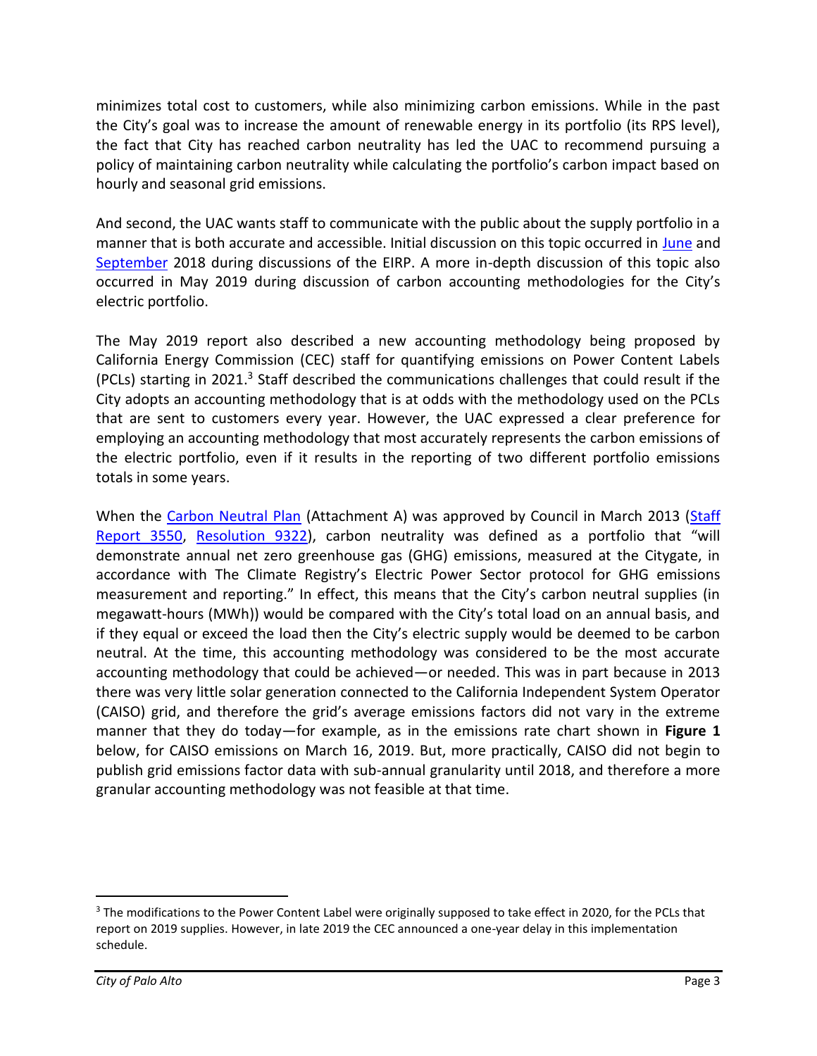minimizes total cost to customers, while also minimizing carbon emissions. While in the past the City's goal was to increase the amount of renewable energy in its portfolio (its RPS level), the fact that City has reached carbon neutrality has led the UAC to recommend pursuing a policy of maintaining carbon neutrality while calculating the portfolio's carbon impact based on hourly and seasonal grid emissions.

And second, the UAC wants staff to communicate with the public about the supply portfolio in a manner that is both accurate and accessible. Initial discussion on this topic occurred in June and September 2018 during discussions of the EIRP. A more in-depth discussion of this topic also occurred in May 2019 during discussion of carbon accounting methodologies for the City's electric portfolio.

The May 2019 report also described a new accounting methodology being proposed by California Energy Commission (CEC) staff for quantifying emissions on Power Content Labels (PCLs) starting in 2021.[3] Staff described the communications challenges that could result if the City adopts an accounting methodology that is at odds with the methodology used on the PCLs that are sent to customers every year. However, the UAC expressed a clear preference for employing an accounting methodology that most accurately represents the carbon emissions of the electric portfolio, even if it results in the reporting of two different portfolio emissions totals in some years.

When the Carbon Neutral Plan (Attachment A) was approved by Council in March 2013 (Staff Report 3550, Resolution 9322), carbon neutrality was defined as a portfolio that "will demonstrate annual net zero greenhouse gas (GHG) emissions, measured at the Citygate, in accordance with The Climate Registry's Electric Power Sector protocol for GHG emissions measurement and reporting." In effect, this means that the City's carbon neutral supplies (in megawatt-hours (MWh)) would be compared with the City's total load on an annual basis, and if they equal or exceed the load then the City's electric supply would be deemed to be carbon neutral. At the time, this accounting methodology was considered to be the most accurate accounting methodology that could be achieved—or needed. This was in part because in 2013 there was very little solar generation connected to the California Independent System Operator (CAISO) grid, and therefore the grid's average emissions factors did not vary in the extreme manner that they do today—for example, as in the emissions rate chart shown in **Figure 1** below, for CAISO emissions on March 16, 2019. But, more practically, CAISO did not begin to publish grid emissions factor data with sub-annual granularity until 2018, and therefore a more granular accounting methodology was not feasible at that time.

---

[3] The modifications to the Power Content Label were originally supposed to take effect in 2020, for the PCLs that report on 2019 supplies. However, in late 2019 the CEC announced a one-year delay in this implementation schedule.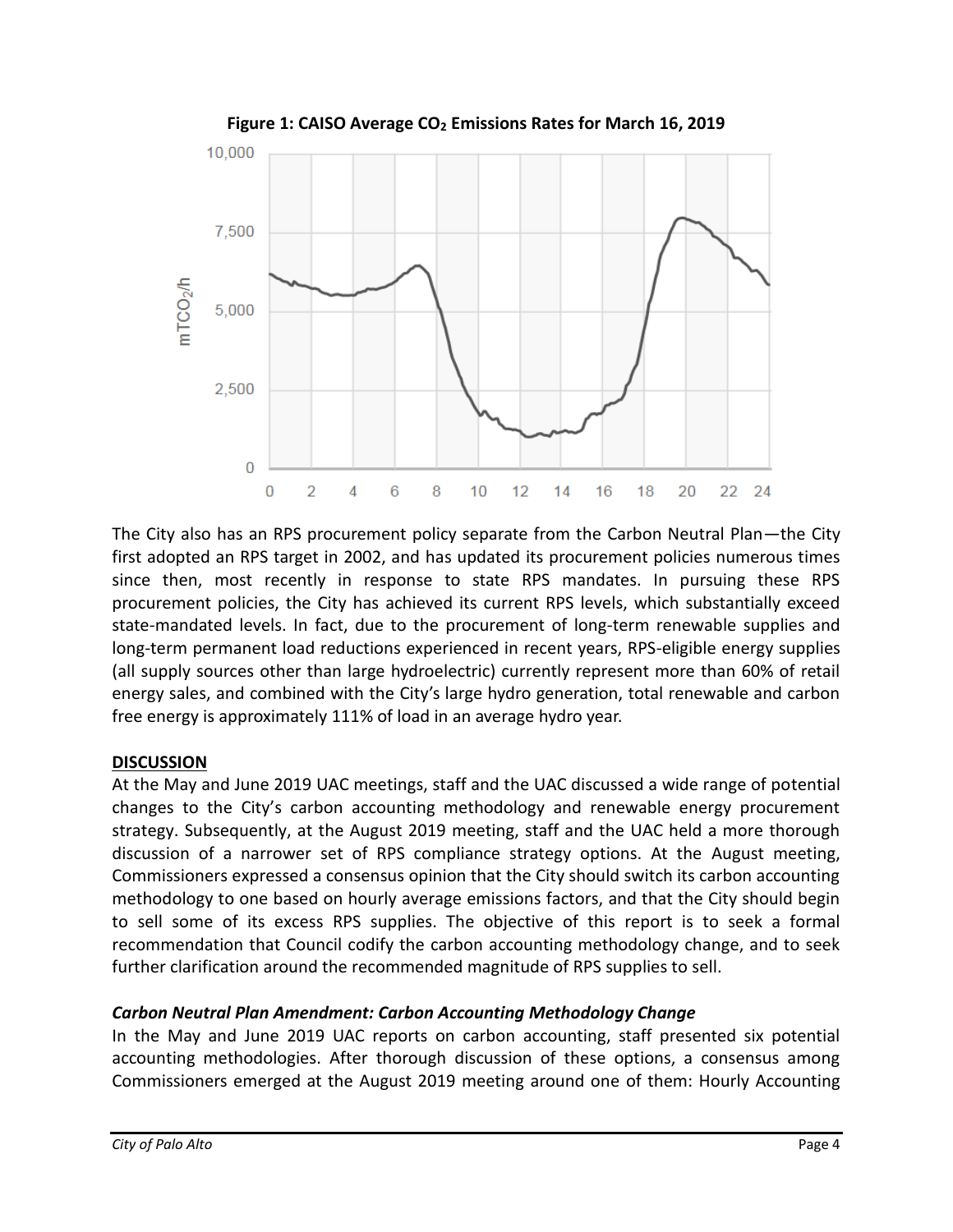**Figure 1: CAISO Average $CO_2$ Emissions Rates for March 16, 2019**

The City also has an RPS procurement policy separate from the Carbon Neutral Plan—the City first adopted an RPS target in 2002, and has updated its procurement policies numerous times since then, most recently in response to state RPS mandates. In pursuing these RPS procurement policies, the City has achieved its current RPS levels, which substantially exceed state-mandated levels. In fact, due to the procurement of long-term renewable supplies and long-term permanent load reductions experienced in recent years, RPS-eligible energy supplies (all supply sources other than large hydroelectric) currently represent more than 60% of retail energy sales, and combined with the City's large hydro generation, total renewable and carbon free energy is approximately 111% of load in an average hydro year.

**DISCUSSION**

At the May and June 2019 UAC meetings, staff and the UAC discussed a wide range of potential changes to the City's carbon accounting methodology and renewable energy procurement strategy. Subsequently, at the August 2019 meeting, staff and the UAC held a more thorough discussion of a narrower set of RPS compliance strategy options. At the August meeting, Commissioners expressed a consensus opinion that the City should switch its carbon accounting methodology to one based on hourly average emissions factors, and that the City should begin to sell some of its excess RPS supplies. The objective of this report is to seek a formal recommendation that Council codify the carbon accounting methodology change, and to seek further clarification around the recommended magnitude of RPS supplies to sell.

***Carbon Neutral Plan Amendment: Carbon Accounting Methodology Change***

In the May and June 2019 UAC reports on carbon accounting, staff presented six potential accounting methodologies. After thorough discussion of these options, a consensus among Commissioners emerged at the August 2019 meeting around one of them: Hourly Accounting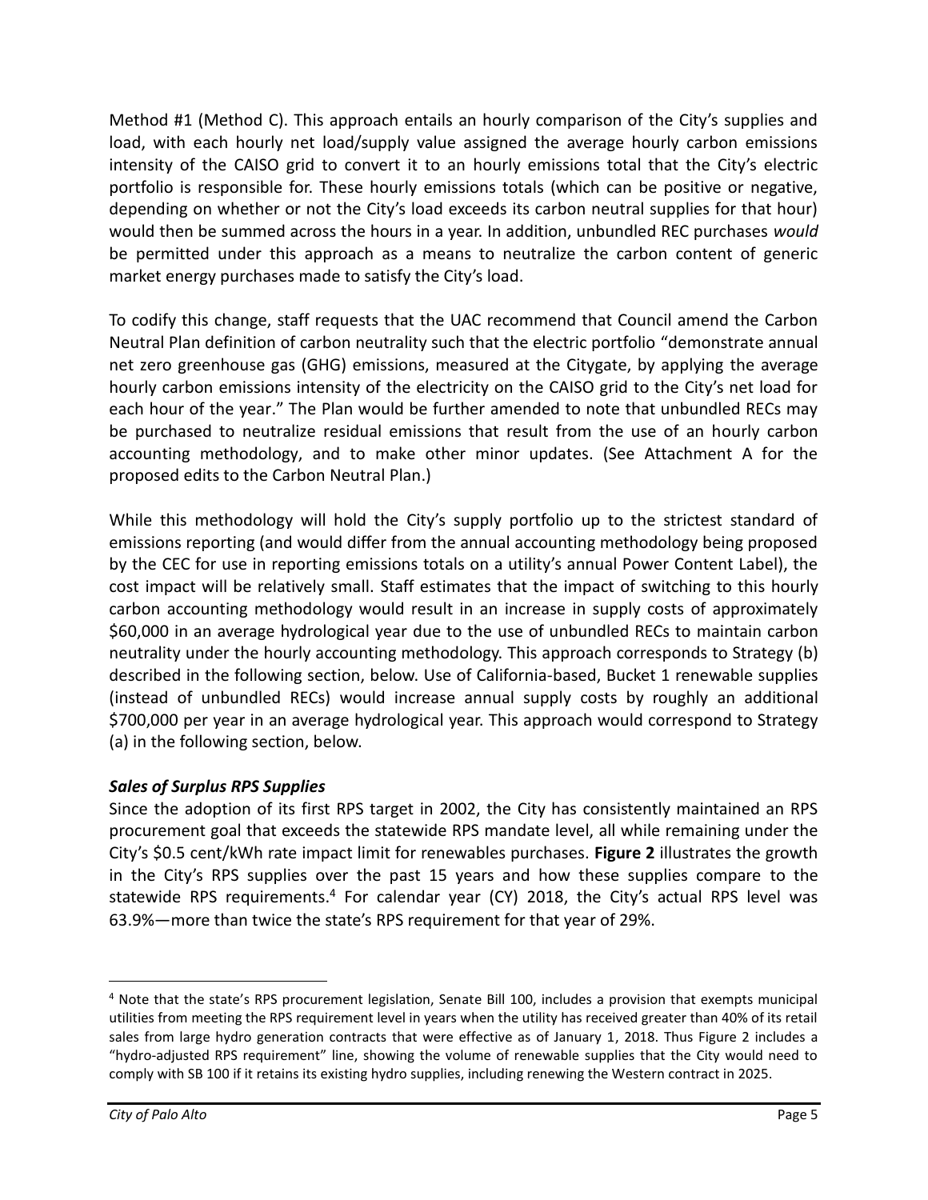Method #1 (Method C). This approach entails an hourly comparison of the City's supplies and load, with each hourly net load/supply value assigned the average hourly carbon emissions intensity of the CAISO grid to convert it to an hourly emissions total that the City's electric portfolio is responsible for. These hourly emissions totals (which can be positive or negative, depending on whether or not the City's load exceeds its carbon neutral supplies for that hour) would then be summed across the hours in a year. In addition, unbundled REC purchases *would* be permitted under this approach as a means to neutralize the carbon content of generic market energy purchases made to satisfy the City's load.

To codify this change, staff requests that the UAC recommend that Council amend the Carbon Neutral Plan definition of carbon neutrality such that the electric portfolio "demonstrate annual net zero greenhouse gas (GHG) emissions, measured at the Citygate, by applying the average hourly carbon emissions intensity of the electricity on the CAISO grid to the City's net load for each hour of the year." The Plan would be further amended to note that unbundled RECs may be purchased to neutralize residual emissions that result from the use of an hourly carbon accounting methodology, and to make other minor updates. (See Attachment A for the proposed edits to the Carbon Neutral Plan.)

While this methodology will hold the City's supply portfolio up to the strictest standard of emissions reporting (and would differ from the annual accounting methodology being proposed by the CEC for use in reporting emissions totals on a utility's annual Power Content Label), the cost impact will be relatively small. Staff estimates that the impact of switching to this hourly carbon accounting methodology would result in an increase in supply costs of approximately $60,000 in an average hydrological year due to the use of unbundled RECs to maintain carbon neutrality under the hourly accounting methodology. This approach corresponds to Strategy (b) described in the following section, below. Use of California-based, Bucket 1 renewable supplies (instead of unbundled RECs) would increase annual supply costs by roughly an additional $700,000 per year in an average hydrological year. This approach would correspond to Strategy (a) in the following section, below.

***Sales of Surplus RPS Supplies***

Since the adoption of its first RPS target in 2002, the City has consistently maintained an RPS procurement goal that exceeds the statewide RPS mandate level, all while remaining under the City's $0.5 cent/kWh rate impact limit for renewables purchases. **Figure 2** illustrates the growth in the City's RPS supplies over the past 15 years and how these supplies compare to the statewide RPS requirements.[4] For calendar year (CY) 2018, the City's actual RPS level was 63.9%—more than twice the state's RPS requirement for that year of 29%.

---

[4] Note that the state's RPS procurement legislation, Senate Bill 100, includes a provision that exempts municipal utilities from meeting the RPS requirement level in years when the utility has received greater than 40% of its retail sales from large hydro generation contracts that were effective as of January 1, 2018. Thus Figure 2 includes a "hydro-adjusted RPS requirement" line, showing the volume of renewable supplies that the City would need to comply with SB 100 if it retains its existing hydro supplies, including renewing the Western contract in 2025.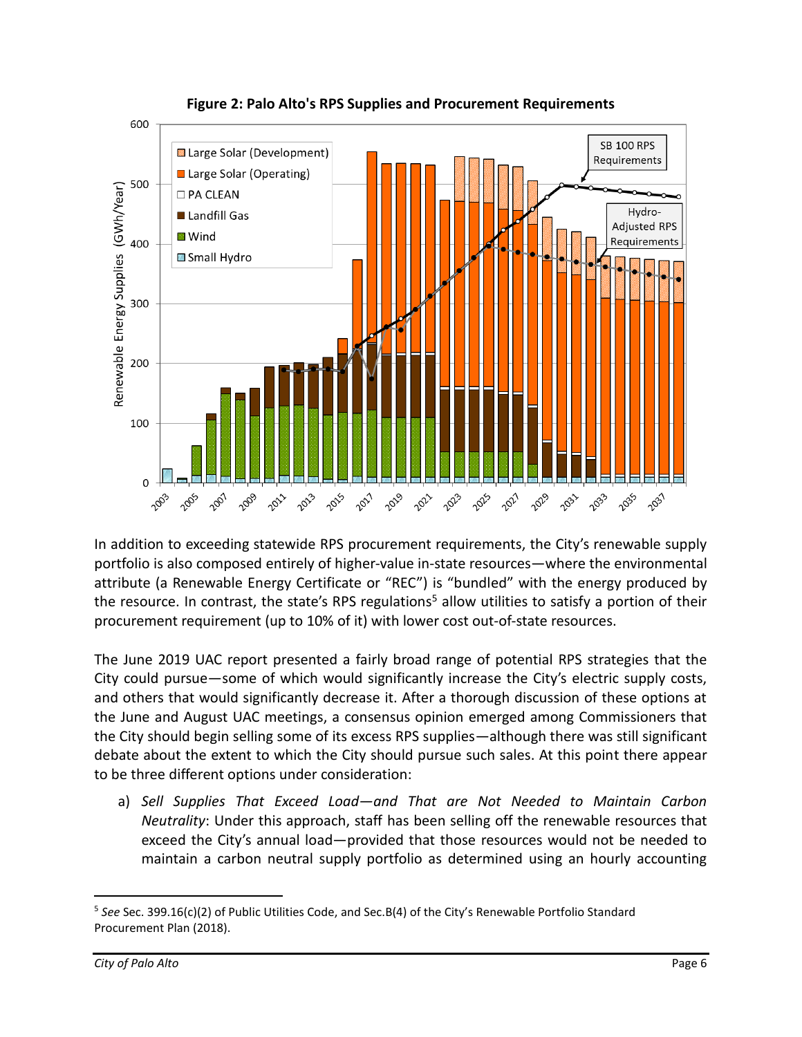**Figure 2: Palo Alto's RPS Supplies and Procurement Requirements**

In addition to exceeding statewide RPS procurement requirements, the City's renewable supply portfolio is also composed entirely of higher-value in-state resources—where the environmental attribute (a Renewable Energy Certificate or "REC") is "bundled" with the energy produced by the resource. In contrast, the state's RPS regulations[5] allow utilities to satisfy a portion of their procurement requirement (up to 10% of it) with lower cost out-of-state resources.

The June 2019 UAC report presented a fairly broad range of potential RPS strategies that the City could pursue—some of which would significantly increase the City's electric supply costs, and others that would significantly decrease it. After a thorough discussion of these options at the June and August UAC meetings, a consensus opinion emerged among Commissioners that the City should begin selling some of its excess RPS supplies—although there was still significant debate about the extent to which the City should pursue such sales. At this point there appear to be three different options under consideration:

a) *Sell Supplies That Exceed Load—and That are Not Needed to Maintain Carbon Neutrality*: Under this approach, staff has been selling off the renewable resources that exceed the City's annual load—provided that those resources would not be needed to maintain a carbon neutral supply portfolio as determined using an hourly accounting

---

[5] *See* Sec. 399.16(c)(2) of Public Utilities Code, and Sec.B(4) of the City's Renewable Portfolio Standard Procurement Plan (2018).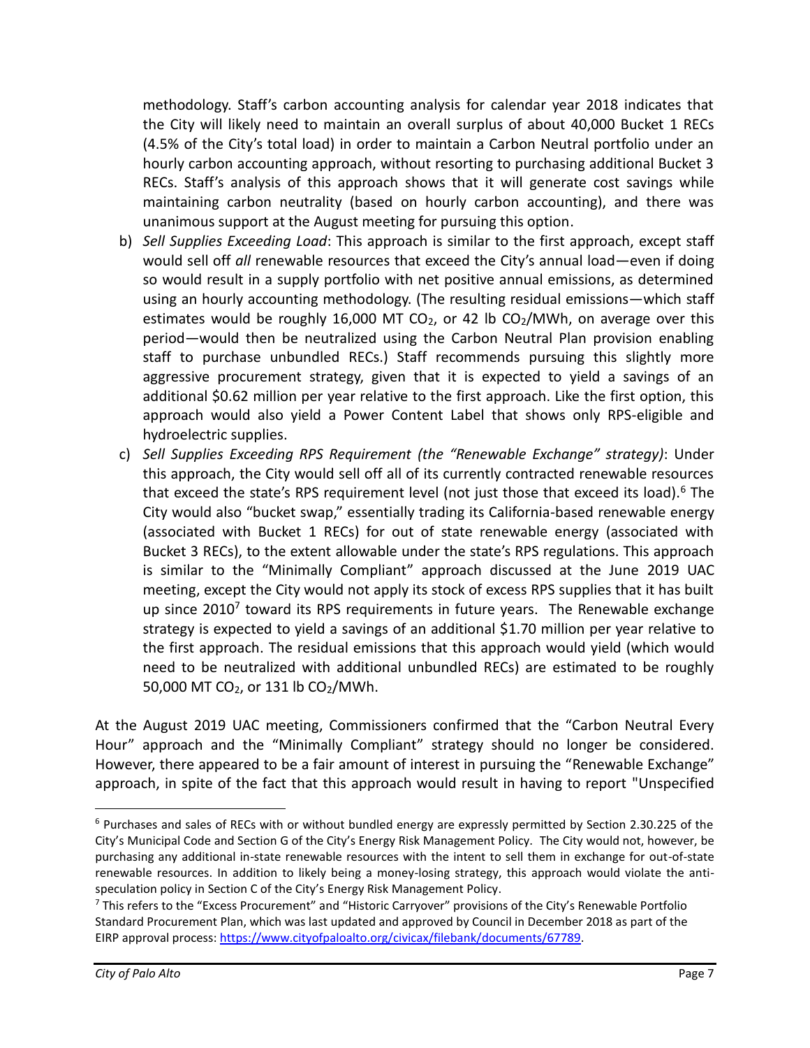methodology. Staff's carbon accounting analysis for calendar year 2018 indicates that the City will likely need to maintain an overall surplus of about 40,000 Bucket 1 RECs (4.5% of the City's total load) in order to maintain a Carbon Neutral portfolio under an hourly carbon accounting approach, without resorting to purchasing additional Bucket 3 RECs. Staff's analysis of this approach shows that it will generate cost savings while maintaining carbon neutrality (based on hourly carbon accounting), and there was unanimous support at the August meeting for pursuing this option.

b) *Sell Supplies Exceeding Load*: This approach is similar to the first approach, except staff would sell off *all* renewable resources that exceed the City's annual load—even if doing so would result in a supply portfolio with net positive annual emissions, as determined using an hourly accounting methodology. (The resulting residual emissions—which staff estimates would be roughly 16,000 MT $CO_2$, or 42 lb $CO_2$/MWh, on average over this period—would then be neutralized using the Carbon Neutral Plan provision enabling staff to purchase unbundled RECs.) Staff recommends pursuing this slightly more aggressive procurement strategy, given that it is expected to yield a savings of an additional \$0.62 million per year relative to the first approach. Like the first option, this approach would also yield a Power Content Label that shows only RPS-eligible and hydroelectric supplies.

c) *Sell Supplies Exceeding RPS Requirement (the "Renewable Exchange" strategy)*: Under this approach, the City would sell off all of its currently contracted renewable resources that exceed the state's RPS requirement level (not just those that exceed its load).[6] The City would also "bucket swap," essentially trading its California-based renewable energy (associated with Bucket 1 RECs) for out of state renewable energy (associated with Bucket 3 RECs), to the extent allowable under the state's RPS regulations. This approach is similar to the "Minimally Compliant" approach discussed at the June 2019 UAC meeting, except the City would not apply its stock of excess RPS supplies that it has built up since 2010[7] toward its RPS requirements in future years. The Renewable exchange strategy is expected to yield a savings of an additional \$1.70 million per year relative to the first approach. The residual emissions that this approach would yield (which would need to be neutralized with additional unbundled RECs) are estimated to be roughly 50,000 MT $CO_2$, or 131 lb $CO_2$/MWh.

At the August 2019 UAC meeting, Commissioners confirmed that the "Carbon Neutral Every Hour" approach and the "Minimally Compliant" strategy should no longer be considered. However, there appeared to be a fair amount of interest in pursuing the "Renewable Exchange" approach, in spite of the fact that this approach would result in having to report "Unspecified

---

[6] Purchases and sales of RECs with or without bundled energy are expressly permitted by Section 2.30.225 of the City's Municipal Code and Section G of the City's Energy Risk Management Policy. The City would not, however, be purchasing any additional in-state renewable resources with the intent to sell them in exchange for out-of-state renewable resources. In addition to likely being a money-losing strategy, this approach would violate the anti-speculation policy in Section C of the City's Energy Risk Management Policy.

[7] This refers to the "Excess Procurement" and "Historic Carryover" provisions of the City's Renewable Portfolio Standard Procurement Plan, which was last updated and approved by Council in December 2018 as part of the EIRP approval process: https://www.cityofpaloalto.org/civicax/filebank/documents/67789.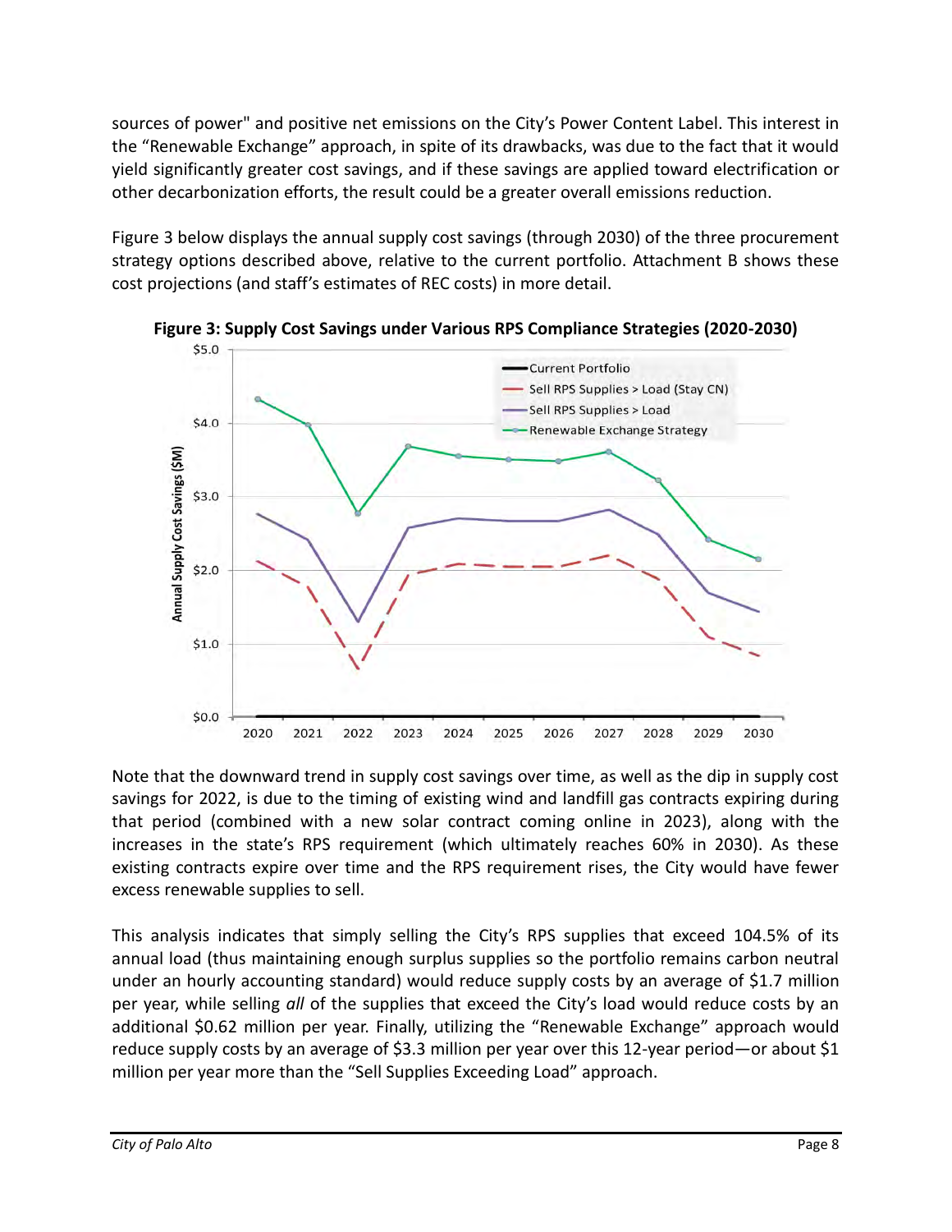sources of power" and positive net emissions on the City's Power Content Label. This interest in the "Renewable Exchange" approach, in spite of its drawbacks, was due to the fact that it would yield significantly greater cost savings, and if these savings are applied toward electrification or other decarbonization efforts, the result could be a greater overall emissions reduction.

Figure 3 below displays the annual supply cost savings (through 2030) of the three procurement strategy options described above, relative to the current portfolio. Attachment B shows these cost projections (and staff's estimates of REC costs) in more detail.

**Figure 3: Supply Cost Savings under Various RPS Compliance Strategies (2020-2030)**

Note that the downward trend in supply cost savings over time, as well as the dip in supply cost savings for 2022, is due to the timing of existing wind and landfill gas contracts expiring during that period (combined with a new solar contract coming online in 2023), along with the increases in the state's RPS requirement (which ultimately reaches 60% in 2030). As these existing contracts expire over time and the RPS requirement rises, the City would have fewer excess renewable supplies to sell.

This analysis indicates that simply selling the City's RPS supplies that exceed 104.5% of its annual load (thus maintaining enough surplus supplies so the portfolio remains carbon neutral under an hourly accounting standard) would reduce supply costs by an average of $1.7 million per year, while selling *all* of the supplies that exceed the City's load would reduce costs by an additional $0.62 million per year. Finally, utilizing the "Renewable Exchange" approach would reduce supply costs by an average of $3.3 million per year over this 12-year period—or about $1 million per year more than the "Sell Supplies Exceeding Load" approach.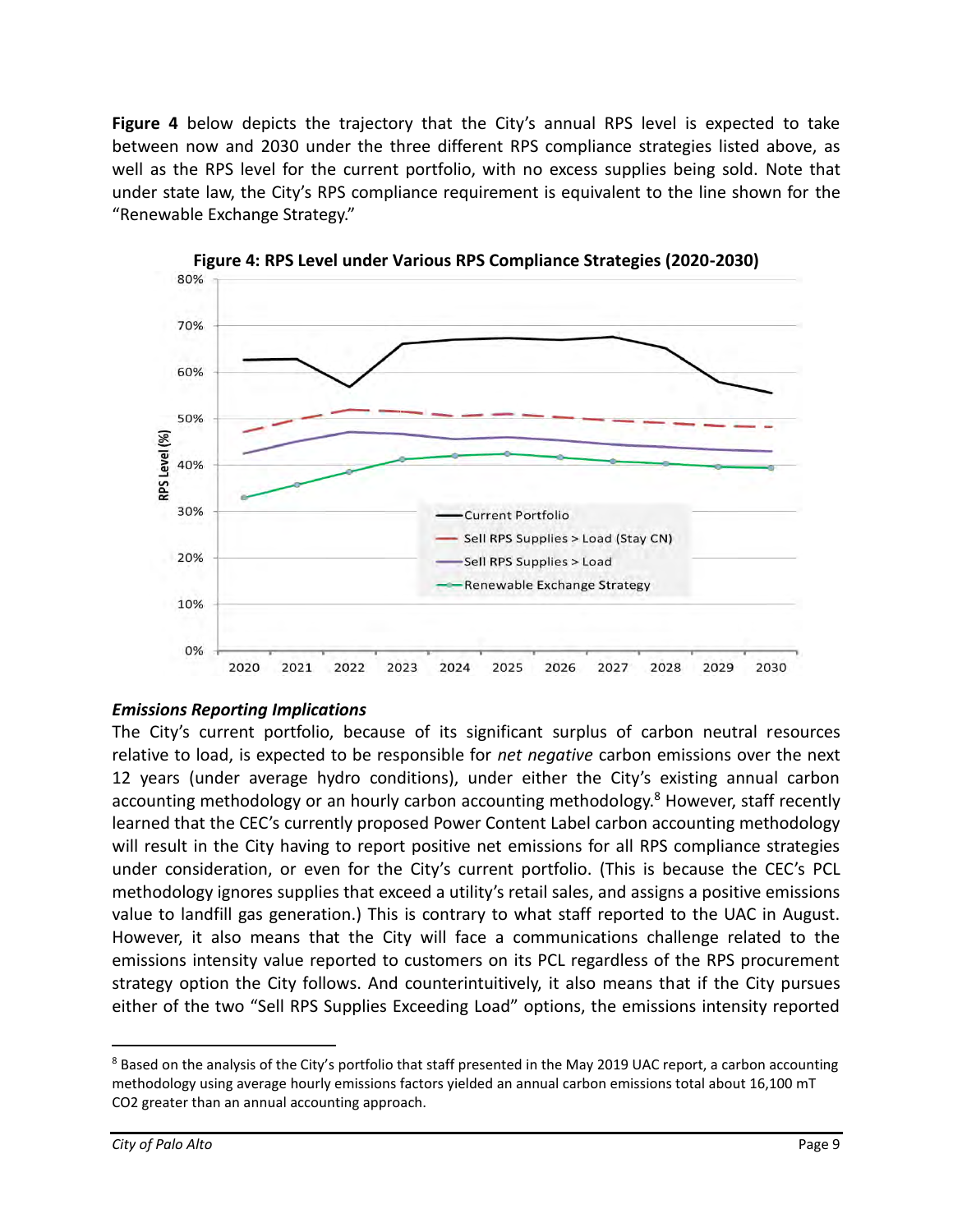**Figure 4** below depicts the trajectory that the City's annual RPS level is expected to take between now and 2030 under the three different RPS compliance strategies listed above, as well as the RPS level for the current portfolio, with no excess supplies being sold. Note that under state law, the City's RPS compliance requirement is equivalent to the line shown for the "Renewable Exchange Strategy."

**Figure 4: RPS Level under Various RPS Compliance Strategies (2020-2030)**

### *Emissions Reporting Implications*

The City's current portfolio, because of its significant surplus of carbon neutral resources relative to load, is expected to be responsible for *net negative* carbon emissions over the next 12 years (under average hydro conditions), under either the City's existing annual carbon accounting methodology or an hourly carbon accounting methodology.[8] However, staff recently learned that the CEC's currently proposed Power Content Label carbon accounting methodology will result in the City having to report positive net emissions for all RPS compliance strategies under consideration, or even for the City's current portfolio. (This is because the CEC's PCL methodology ignores supplies that exceed a utility's retail sales, and assigns a positive emissions value to landfill gas generation.) This is contrary to what staff reported to the UAC in August. However, it also means that the City will face a communications challenge related to the emissions intensity value reported to customers on its PCL regardless of the RPS procurement strategy option the City follows. And counterintuitively, it also means that if the City pursues either of the two "Sell RPS Supplies Exceeding Load" options, the emissions intensity reported

[8] Based on the analysis of the City's portfolio that staff presented in the May 2019 UAC report, a carbon accounting methodology using average hourly emissions factors yielded an annual carbon emissions total about 16,100 mT $CO_2$ greater than an annual accounting approach.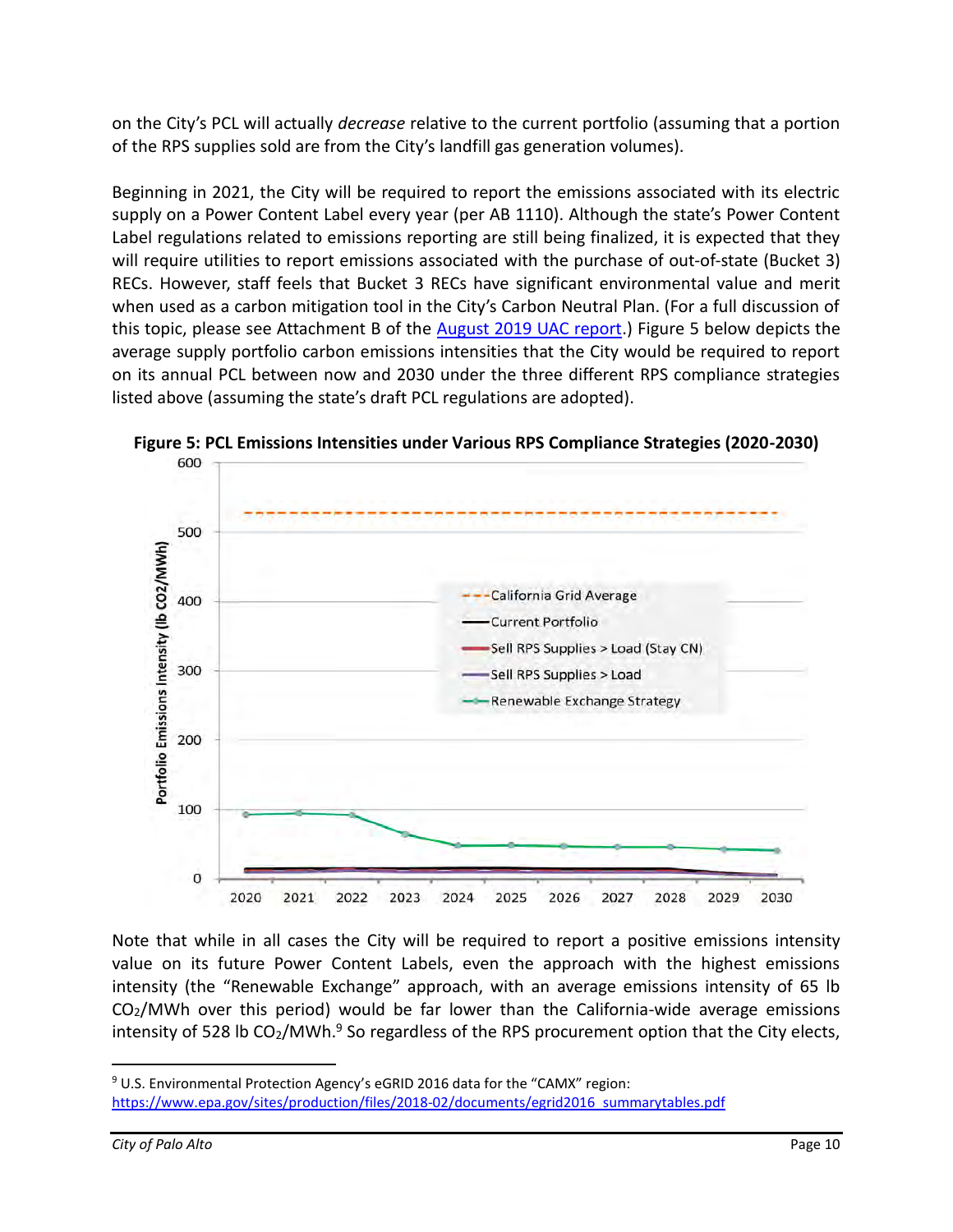on the City's PCL will actually *decrease* relative to the current portfolio (assuming that a portion of the RPS supplies sold are from the City's landfill gas generation volumes).

Beginning in 2021, the City will be required to report the emissions associated with its electric supply on a Power Content Label every year (per AB 1110). Although the state's Power Content Label regulations related to emissions reporting are still being finalized, it is expected that they will require utilities to report emissions associated with the purchase of out-of-state (Bucket 3) RECs. However, staff feels that Bucket 3 RECs have significant environmental value and merit when used as a carbon mitigation tool in the City's Carbon Neutral Plan. (For a full discussion of this topic, please see Attachment B of the August 2019 UAC report.) Figure 5 below depicts the average supply portfolio carbon emissions intensities that the City would be required to report on its annual PCL between now and 2030 under the three different RPS compliance strategies listed above (assuming the state's draft PCL regulations are adopted).

**Figure 5: PCL Emissions Intensities under Various RPS Compliance Strategies (2020-2030)**

Note that while in all cases the City will be required to report a positive emissions intensity value on its future Power Content Labels, even the approach with the highest emissions intensity (the "Renewable Exchange" approach, with an average emissions intensity of 65 lb $CO_2$/MWh over this period) would be far lower than the California-wide average emissions intensity of 528 lb $CO_2$/MWh.[9] So regardless of the RPS procurement option that the City elects,

[9] U.S. Environmental Protection Agency's eGRID 2016 data for the "CAMX" region: https://www.epa.gov/sites/production/files/2018-02/documents/egrid2016_summarytables.pdf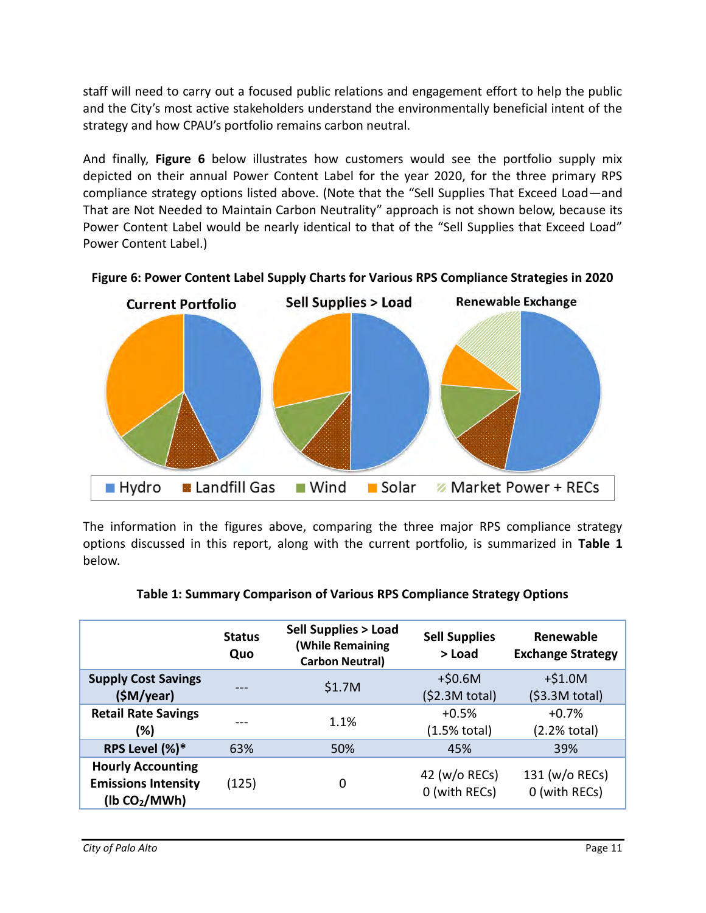staff will need to carry out a focused public relations and engagement effort to help the public and the City's most active stakeholders understand the environmentally beneficial intent of the strategy and how CPAU's portfolio remains carbon neutral.

And finally, **Figure 6** below illustrates how customers would see the portfolio supply mix depicted on their annual Power Content Label for the year 2020, for the three primary RPS compliance strategy options listed above. (Note that the "Sell Supplies That Exceed Load—and That are Not Needed to Maintain Carbon Neutrality" approach is not shown below, because its Power Content Label would be nearly identical to that of the "Sell Supplies that Exceed Load" Power Content Label.)

**Figure 6: Power Content Label Supply Charts for Various RPS Compliance Strategies in 2020**

The information in the figures above, comparing the three major RPS compliance strategy options discussed in this report, along with the current portfolio, is summarized in **Table 1** below.

**Table 1: Summary Comparison of Various RPS Compliance Strategy Options**

| | Status Quo | Sell Supplies > Load (While Remaining Carbon Neutral) | Sell Supplies > Load | Renewable Exchange Strategy |
|---|---|---|---|---|
| **Supply Cost Savings ($M/year)** | --- | $1.7M | +$0.6M ($2.3M total) | +$1.0M ($3.3M total) |
| **Retail Rate Savings (%)** | --- | 1.1% | +0.5% (1.5% total) | +0.7% (2.2% total) |
| **RPS Level (%)*** | 63% | 50% | 45% | 39% |
| **Hourly Accounting Emissions Intensity (lb $CO_2$/MWh)** | (125) | 0 | 42 (w/o RECs) 0 (with RECs) | 131 (w/o RECs) 0 (with RECs) |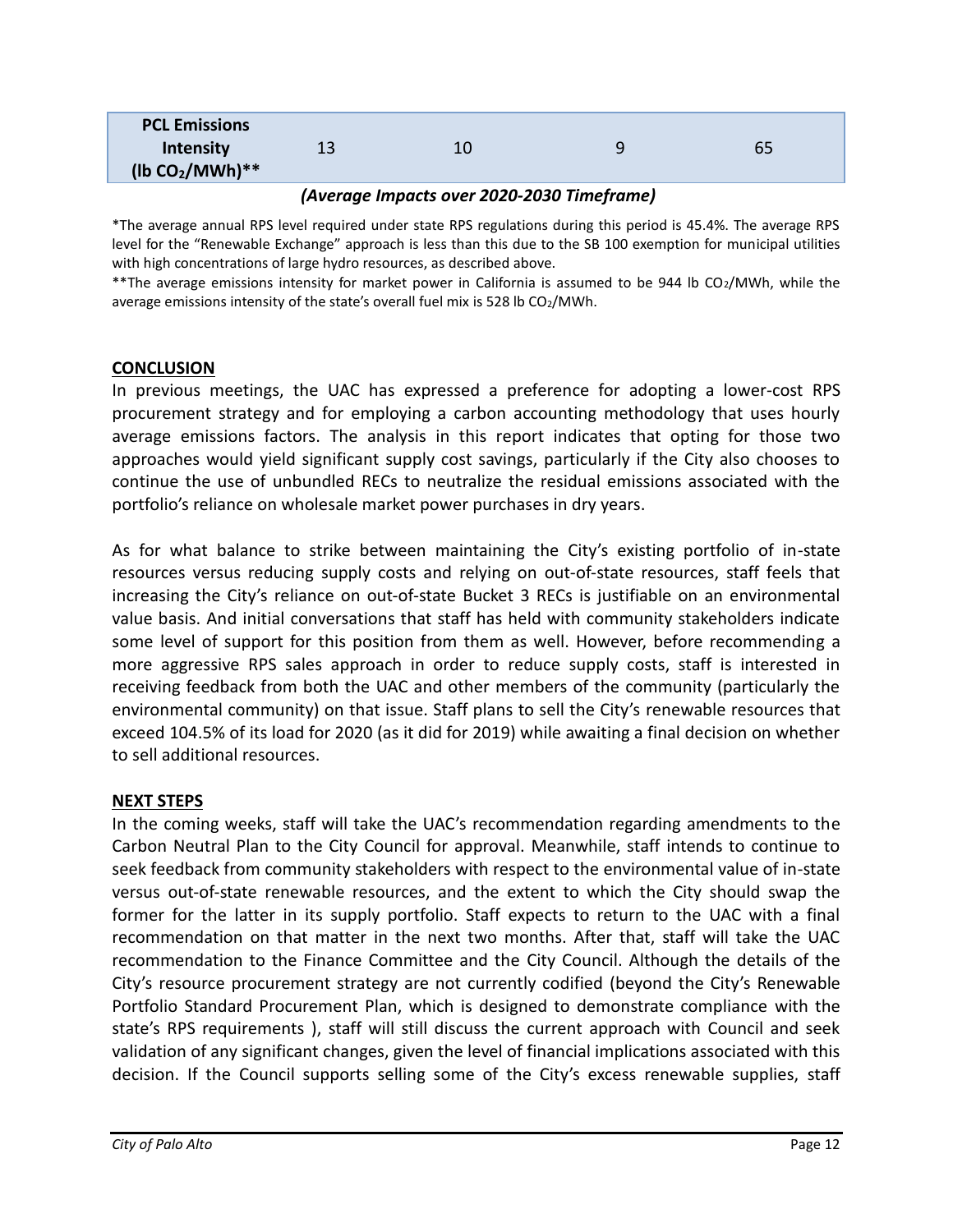| **PCL Emissions Intensity (lb $CO_2$/MWh)**** | 13 | 10 | 9 | 65 |
|---|---|---|---|---|

***(Average Impacts over 2020-2030 Timeframe)***

*The average annual RPS level required under state RPS regulations during this period is 45.4%. The average RPS level for the "Renewable Exchange" approach is less than this due to the SB 100 exemption for municipal utilities with high concentrations of large hydro resources, as described above.

**The average emissions intensity for market power in California is assumed to be 944 lb $CO_2$/MWh, while the average emissions intensity of the state's overall fuel mix is 528 lb $CO_2$/MWh.

## CONCLUSION

In previous meetings, the UAC has expressed a preference for adopting a lower-cost RPS procurement strategy and for employing a carbon accounting methodology that uses hourly average emissions factors. The analysis in this report indicates that opting for those two approaches would yield significant supply cost savings, particularly if the City also chooses to continue the use of unbundled RECs to neutralize the residual emissions associated with the portfolio's reliance on wholesale market power purchases in dry years.

As for what balance to strike between maintaining the City's existing portfolio of in-state resources versus reducing supply costs and relying on out-of-state resources, staff feels that increasing the City's reliance on out-of-state Bucket 3 RECs is justifiable on an environmental value basis. And initial conversations that staff has held with community stakeholders indicate some level of support for this position from them as well. However, before recommending a more aggressive RPS sales approach in order to reduce supply costs, staff is interested in receiving feedback from both the UAC and other members of the community (particularly the environmental community) on that issue. Staff plans to sell the City's renewable resources that exceed 104.5% of its load for 2020 (as it did for 2019) while awaiting a final decision on whether to sell additional resources.

## NEXT STEPS

In the coming weeks, staff will take the UAC's recommendation regarding amendments to the Carbon Neutral Plan to the City Council for approval. Meanwhile, staff intends to continue to seek feedback from community stakeholders with respect to the environmental value of in-state versus out-of-state renewable resources, and the extent to which the City should swap the former for the latter in its supply portfolio. Staff expects to return to the UAC with a final recommendation on that matter in the next two months. After that, staff will take the UAC recommendation to the Finance Committee and the City Council. Although the details of the City's resource procurement strategy are not currently codified (beyond the City's Renewable Portfolio Standard Procurement Plan, which is designed to demonstrate compliance with the state's RPS requirements ), staff will still discuss the current approach with Council and seek validation of any significant changes, given the level of financial implications associated with this decision. If the Council supports selling some of the City's excess renewable supplies, staff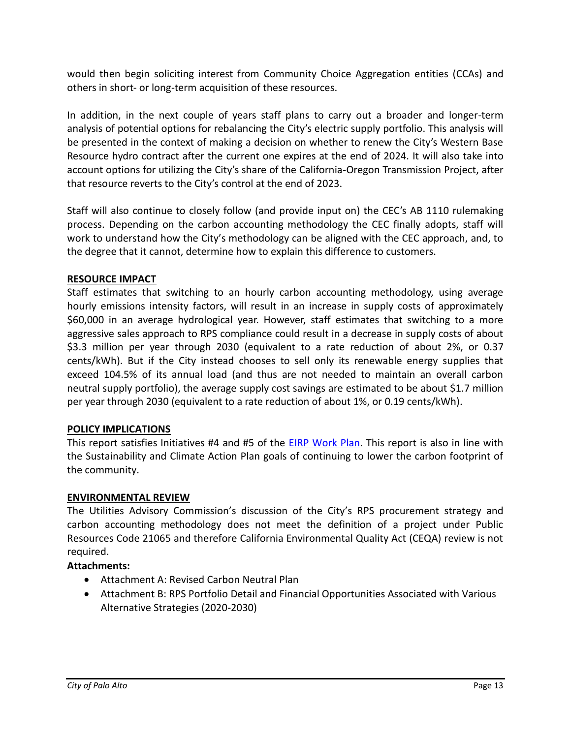would then begin soliciting interest from Community Choice Aggregation entities (CCAs) and others in short- or long-term acquisition of these resources.

In addition, in the next couple of years staff plans to carry out a broader and longer-term analysis of potential options for rebalancing the City's electric supply portfolio. This analysis will be presented in the context of making a decision on whether to renew the City's Western Base Resource hydro contract after the current one expires at the end of 2024. It will also take into account options for utilizing the City's share of the California-Oregon Transmission Project, after that resource reverts to the City's control at the end of 2023.

Staff will also continue to closely follow (and provide input on) the CEC's AB 1110 rulemaking process. Depending on the carbon accounting methodology the CEC finally adopts, staff will work to understand how the City's methodology can be aligned with the CEC approach, and, to the degree that it cannot, determine how to explain this difference to customers.

**RESOURCE IMPACT**

Staff estimates that switching to an hourly carbon accounting methodology, using average hourly emissions intensity factors, will result in an increase in supply costs of approximately $60,000 in an average hydrological year. However, staff estimates that switching to a more aggressive sales approach to RPS compliance could result in a decrease in supply costs of about $3.3 million per year through 2030 (equivalent to a rate reduction of about 2%, or 0.37 cents/kWh). But if the City instead chooses to sell only its renewable energy supplies that exceed 104.5% of its annual load (and thus are not needed to maintain an overall carbon neutral supply portfolio), the average supply cost savings are estimated to be about $1.7 million per year through 2030 (equivalent to a rate reduction of about 1%, or 0.19 cents/kWh).

**POLICY IMPLICATIONS**

This report satisfies Initiatives #4 and #5 of the EIRP Work Plan. This report is also in line with the Sustainability and Climate Action Plan goals of continuing to lower the carbon footprint of the community.

**ENVIRONMENTAL REVIEW**

The Utilities Advisory Commission's discussion of the City's RPS procurement strategy and carbon accounting methodology does not meet the definition of a project under Public Resources Code 21065 and therefore California Environmental Quality Act (CEQA) review is not required.

**Attachments:**

- Attachment A: Revised Carbon Neutral Plan
- Attachment B: RPS Portfolio Detail and Financial Opportunities Associated with Various Alternative Strategies (2020-2030)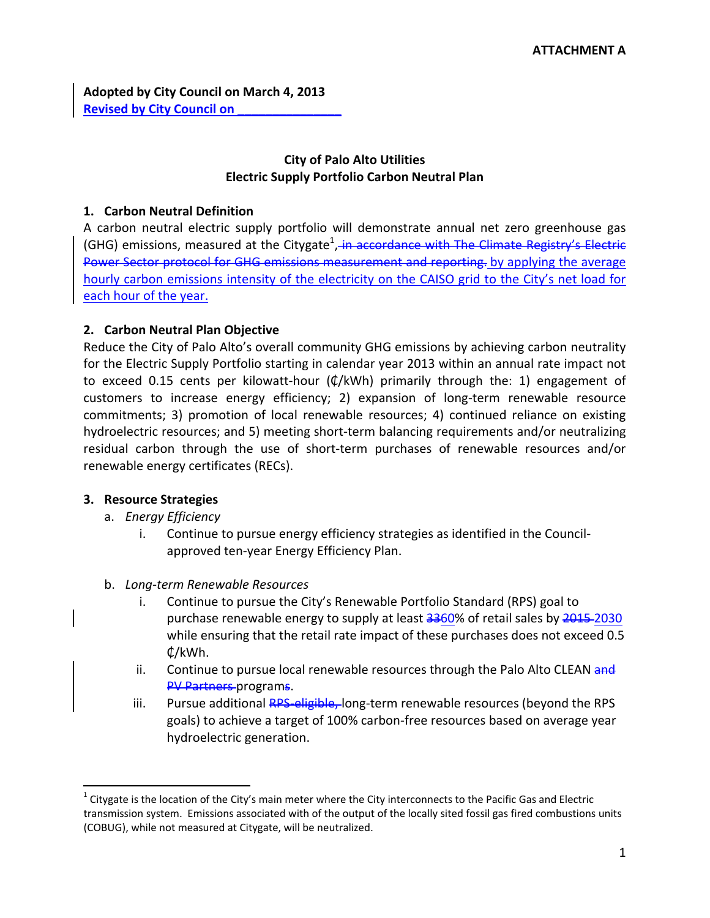**ATTACHMENT A**

**Adopted by City Council on March 4, 2013**
**Revised by City Council on _______________**

## City of Palo Alto Utilities
## Electric Supply Portfolio Carbon Neutral Plan

### 1. Carbon Neutral Definition

A carbon neutral electric supply portfolio will demonstrate annual net zero greenhouse gas (GHG) emissions, measured at the Citygate[1], ~~in accordance with The Climate Registry's Electric Power Sector protocol for GHG emissions measurement and reporting.~~ by applying the average hourly carbon emissions intensity of the electricity on the CAISO grid to the City's net load for each hour of the year.

### 2. Carbon Neutral Plan Objective

Reduce the City of Palo Alto's overall community GHG emissions by achieving carbon neutrality for the Electric Supply Portfolio starting in calendar year 2013 within an annual rate impact not to exceed 0.15 cents per kilowatt-hour (¢/kWh) primarily through the: 1) engagement of customers to increase energy efficiency; 2) expansion of long-term renewable resource commitments; 3) promotion of local renewable resources; 4) continued reliance on existing hydroelectric resources; and 5) meeting short-term balancing requirements and/or neutralizing residual carbon through the use of short-term purchases of renewable resources and/or renewable energy certificates (RECs).

### 3. Resource Strategies

a. *Energy Efficiency*

   i. Continue to pursue energy efficiency strategies as identified in the Council-approved ten-year Energy Efficiency Plan.

b. *Long-term Renewable Resources*

   i. Continue to pursue the City's Renewable Portfolio Standard (RPS) goal to purchase renewable energy to supply at least ~~33~~60% of retail sales by ~~2015~~ 2030 while ensuring that the retail rate impact of these purchases does not exceed 0.5 ¢/kWh.

   ii. Continue to pursue local renewable resources through the Palo Alto CLEAN ~~and PV Partners~~ programs.

   iii. Pursue additional ~~RPS-eligible,~~ long-term renewable resources (beyond the RPS goals) to achieve a target of 100% carbon-free resources based on average year hydroelectric generation.

---

[1] Citygate is the location of the City's main meter where the City interconnects to the Pacific Gas and Electric transmission system. Emissions associated with of the output of the locally sited fossil gas fired combustions units (COBUG), while not measured at Citygate, will be neutralized.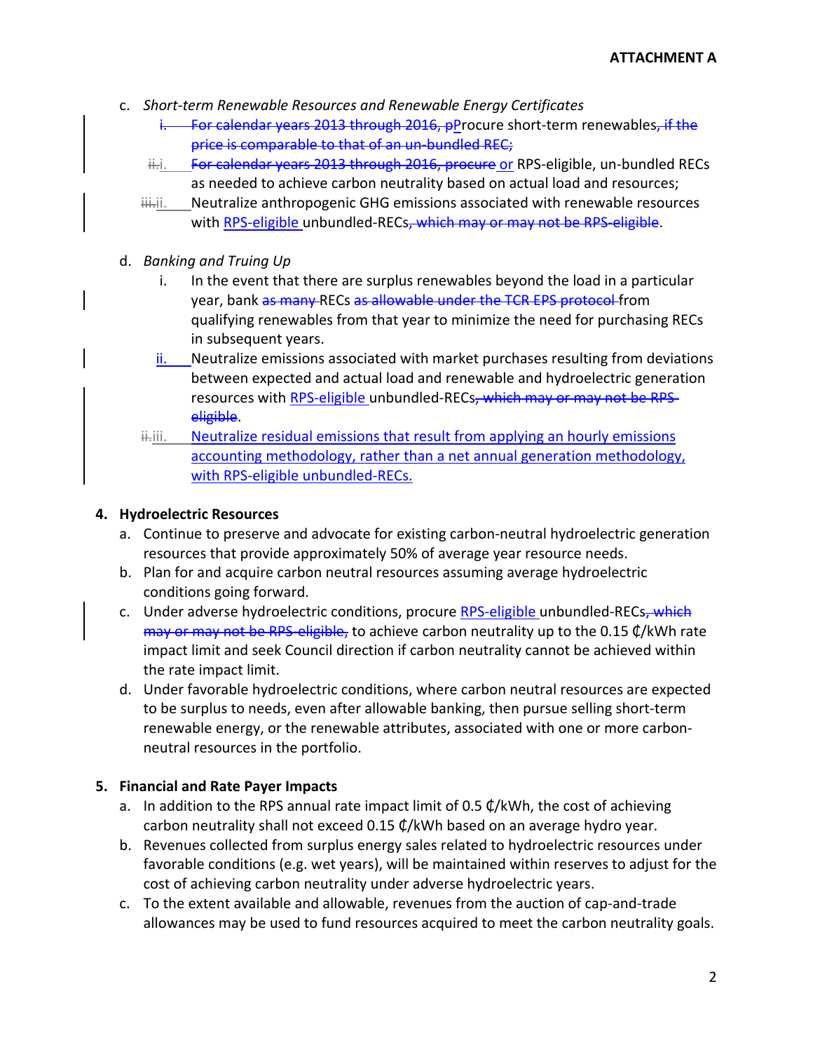c. *Short-term Renewable Resources and Renewable Energy Certificates*

   ~~i.~~ ~~For calendar years 2013 through 2016, p~~Procure short-term renewables~~, if the price is comparable to that of an un-bundled REC;~~

   ~~ii.~~i. ~~For calendar years 2013 through 2016, procure~~ or RPS-eligible, un-bundled RECs as needed to achieve carbon neutrality based on actual load and resources;

   ~~iii.~~ii. Neutralize anthropogenic GHG emissions associated with renewable resources with RPS-eligible unbundled-RECs~~, which may or may not be RPS-eligible~~.

d. *Banking and Truing Up*

   i. In the event that there are surplus renewables beyond the load in a particular year, bank ~~as many~~ RECs ~~as allowable under the TCR EPS protocol~~ from qualifying renewables from that year to minimize the need for purchasing RECs in subsequent years.

   ii. Neutralize emissions associated with market purchases resulting from deviations between expected and actual load and renewable and hydroelectric generation resources with RPS-eligible unbundled-RECs~~, which may or may not be RPS-eligible~~.

   ~~ii.~~iii. Neutralize residual emissions that result from applying an hourly emissions accounting methodology, rather than a net annual generation methodology, with RPS-eligible unbundled-RECs.

**4. Hydroelectric Resources**

a. Continue to preserve and advocate for existing carbon-neutral hydroelectric generation resources that provide approximately 50% of average year resource needs.

b. Plan for and acquire carbon neutral resources assuming average hydroelectric conditions going forward.

c. Under adverse hydroelectric conditions, procure RPS-eligible unbundled-RECs~~, which may or may not be RPS-eligible,~~ to achieve carbon neutrality up to the 0.15 ₵/kWh rate impact limit and seek Council direction if carbon neutrality cannot be achieved within the rate impact limit.

d. Under favorable hydroelectric conditions, where carbon neutral resources are expected to be surplus to needs, even after allowable banking, then pursue selling short-term renewable energy, or the renewable attributes, associated with one or more carbon-neutral resources in the portfolio.

**5. Financial and Rate Payer Impacts**

a. In addition to the RPS annual rate impact limit of 0.5 ₵/kWh, the cost of achieving carbon neutrality shall not exceed 0.15 ₵/kWh based on an average hydro year.

b. Revenues collected from surplus energy sales related to hydroelectric resources under favorable conditions (e.g. wet years), will be maintained within reserves to adjust for the cost of achieving carbon neutrality under adverse hydroelectric years.

c. To the extent available and allowable, revenues from the auction of cap-and-trade allowances may be used to fund resources acquired to meet the carbon neutrality goals.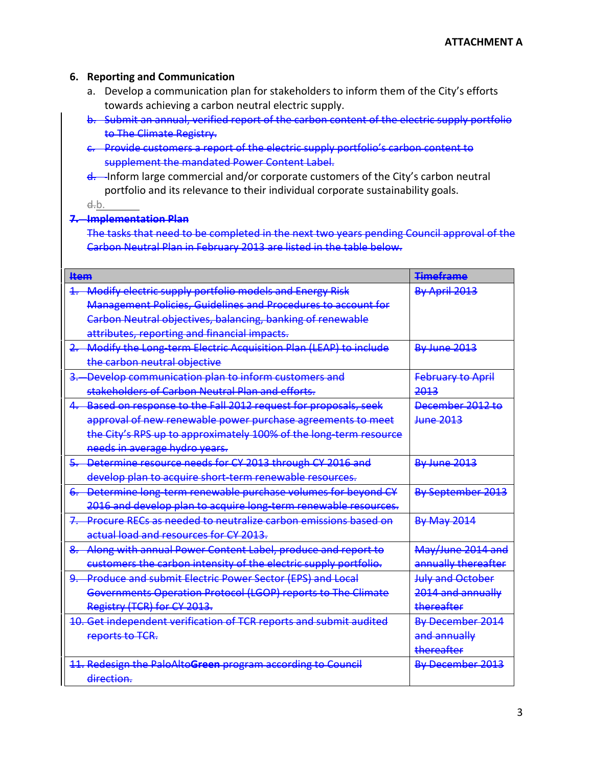ATTACHMENT A

## 6. Reporting and Communication

a. Develop a communication plan for stakeholders to inform them of the City's efforts towards achieving a carbon neutral electric supply.

~~b. Submit an annual, verified report of the carbon content of the electric supply portfolio to The Climate Registry.~~

~~c. Provide customers a report of the electric supply portfolio's carbon content to supplement the mandated Power Content Label.~~

~~d.~~ Inform large commercial and/or corporate customers of the City's carbon neutral portfolio and its relevance to their individual corporate sustainability goals.

~~d.~~b.

## ~~7. Implementation Plan~~

~~The tasks that need to be completed in the next two years pending Council approval of the Carbon Neutral Plan in February 2013 are listed in the table below.~~

| ~~Item~~ | ~~Timeframe~~ |
|---|---|
| ~~1. Modify electric supply portfolio models and Energy Risk Management Policies, Guidelines and Procedures to account for Carbon Neutral objectives, balancing, banking of renewable attributes, reporting and financial impacts.~~ | ~~By April 2013~~ |
| ~~2. Modify the Long-term Electric Acquisition Plan (LEAP) to include the carbon neutral objective~~ | ~~By June 2013~~ |
| ~~3. Develop communication plan to inform customers and stakeholders of Carbon Neutral Plan and efforts.~~ | ~~February to April 2013~~ |
| ~~4. Based on response to the Fall 2012 request for proposals, seek approval of new renewable power purchase agreements to meet the City's RPS up to approximately 100% of the long-term resource needs in average hydro years.~~ | ~~December 2012 to June 2013~~ |
| ~~5. Determine resource needs for CY 2013 through CY 2016 and develop plan to acquire short-term renewable resources.~~ | ~~By June 2013~~ |
| ~~6. Determine long-term renewable purchase volumes for beyond CY 2016 and develop plan to acquire long-term renewable resources.~~ | ~~By September 2013~~ |
| ~~7. Procure RECs as needed to neutralize carbon emissions based on actual load and resources for CY 2013.~~ | ~~By May 2014~~ |
| ~~8. Along with annual Power Content Label, produce and report to customers the carbon intensity of the electric supply portfolio.~~ | ~~May/June 2014 and annually thereafter~~ |
| ~~9. Produce and submit Electric Power Sector (EPS) and Local Governments Operation Protocol (LGOP) reports to The Climate Registry (TCR) for CY 2013.~~ | ~~July and October 2014 and annually thereafter~~ |
| ~~10. Get independent verification of TCR reports and submit audited reports to TCR.~~ | ~~By December 2014 and annually thereafter~~ |
| ~~11. Redesign the PaloAlto**Green** program according to Council direction.~~ | ~~By December 2013~~ |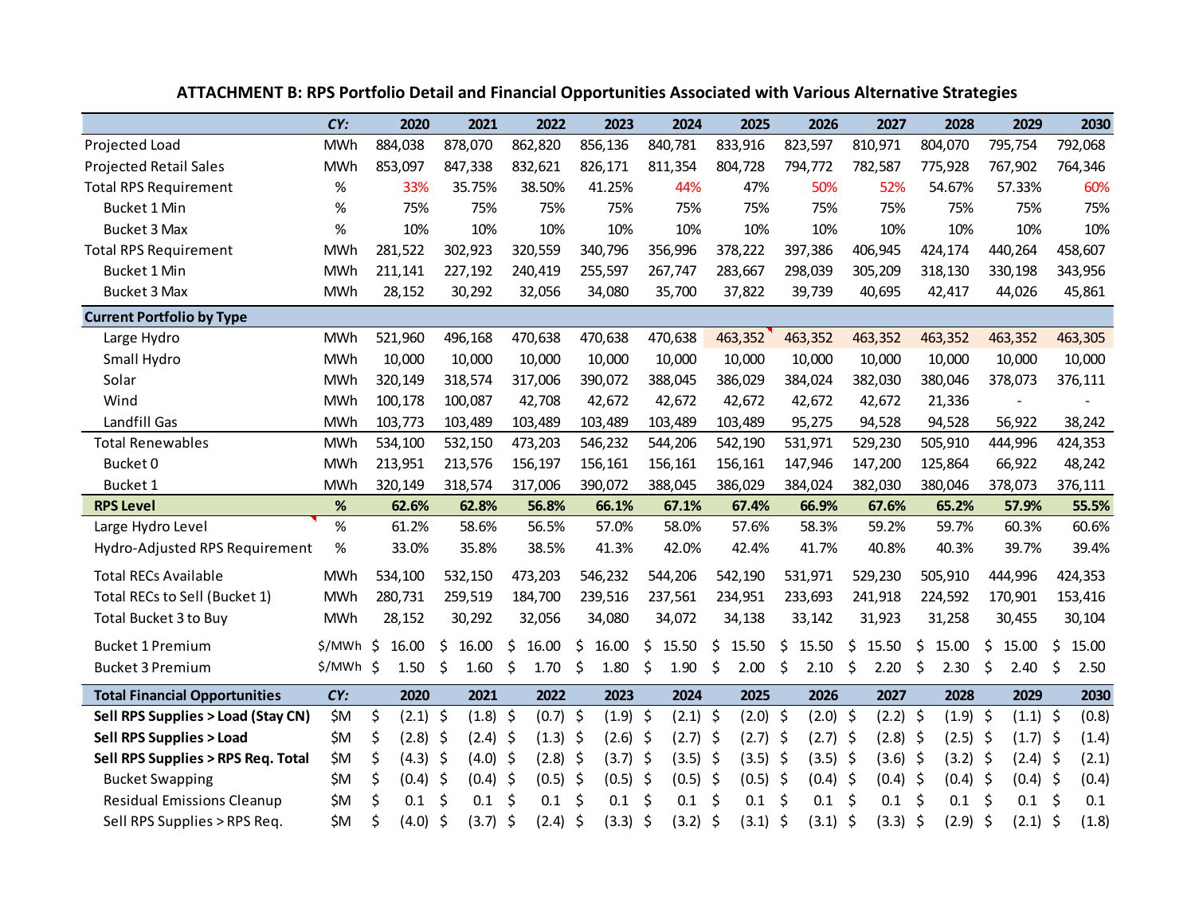## ATTACHMENT B: RPS Portfolio Detail and Financial Opportunities Associated with Various Alternative Strategies

| | CY: | 2020 | 2021 | 2022 | 2023 | 2024 | 2025 | 2026 | 2027 | 2028 | 2029 | 2030 |
|---|---|---|---|---|---|---|---|---|---|---|---|---|
| Projected Load | MWh | 884,038 | 878,070 | 862,820 | 856,136 | 840,781 | 833,916 | 823,597 | 810,971 | 804,070 | 795,754 | 792,068 |
| Projected Retail Sales | MWh | 853,097 | 847,338 | 832,621 | 826,171 | 811,354 | 804,728 | 794,772 | 782,587 | 775,928 | 767,902 | 764,346 |
| Total RPS Requirement | % | 33% | 35.75% | 38.50% | 41.25% | 44% | 47% | 50% | 52% | 54.67% | 57.33% | 60% |
| Bucket 1 Min | % | 75% | 75% | 75% | 75% | 75% | 75% | 75% | 75% | 75% | 75% | 75% |
| Bucket 3 Max | % | 10% | 10% | 10% | 10% | 10% | 10% | 10% | 10% | 10% | 10% | 10% |
| Total RPS Requirement | MWh | 281,522 | 302,923 | 320,559 | 340,796 | 356,996 | 378,222 | 397,386 | 406,945 | 424,174 | 440,264 | 458,607 |
| Bucket 1 Min | MWh | 211,141 | 227,192 | 240,419 | 255,597 | 267,747 | 283,667 | 298,039 | 305,209 | 318,130 | 330,198 | 343,956 |
| Bucket 3 Max | MWh | 28,152 | 30,292 | 32,056 | 34,080 | 35,700 | 37,822 | 39,739 | 40,695 | 42,417 | 44,026 | 45,861 |
| **Current Portfolio by Type** | | | | | | | | | | | | |
| Large Hydro | MWh | 521,960 | 496,168 | 470,638 | 470,638 | 470,638 | 463,352 | 463,352 | 463,352 | 463,352 | 463,352 | 463,305 |
| Small Hydro | MWh | 10,000 | 10,000 | 10,000 | 10,000 | 10,000 | 10,000 | 10,000 | 10,000 | 10,000 | 10,000 | 10,000 |
| Solar | MWh | 320,149 | 318,574 | 317,006 | 390,072 | 388,045 | 386,029 | 384,024 | 382,030 | 380,046 | 378,073 | 376,111 |
| Wind | MWh | 100,178 | 100,087 | 42,708 | 42,672 | 42,672 | 42,672 | 42,672 | 42,672 | 21,336 | - | - |
| Landfill Gas | MWh | 103,773 | 103,489 | 103,489 | 103,489 | 103,489 | 103,489 | 95,275 | 94,528 | 94,528 | 56,922 | 38,242 |
| Total Renewables | MWh | 534,100 | 532,150 | 473,203 | 546,232 | 544,206 | 542,190 | 531,971 | 529,230 | 505,910 | 444,996 | 424,353 |
| Bucket 0 | MWh | 213,951 | 213,576 | 156,197 | 156,161 | 156,161 | 156,161 | 147,946 | 147,200 | 125,864 | 66,922 | 48,242 |
| Bucket 1 | MWh | 320,149 | 318,574 | 317,006 | 390,072 | 388,045 | 386,029 | 384,024 | 382,030 | 380,046 | 378,073 | 376,111 |
| **RPS Level** | **%** | **62.6%** | **62.8%** | **56.8%** | **66.1%** | **67.1%** | **67.4%** | **66.9%** | **67.6%** | **65.2%** | **57.9%** | **55.5%** |
| Large Hydro Level | % | 61.2% | 58.6% | 56.5% | 57.0% | 58.0% | 57.6% | 58.3% | 59.2% | 59.7% | 60.3% | 60.6% |
| Hydro-Adjusted RPS Requirement | % | 33.0% | 35.8% | 38.5% | 41.3% | 42.0% | 42.4% | 41.7% | 40.8% | 40.3% | 39.7% | 39.4% |
| Total RECs Available | MWh | 534,100 | 532,150 | 473,203 | 546,232 | 544,206 | 542,190 | 531,971 | 529,230 | 505,910 | 444,996 | 424,353 |
| Total RECs to Sell (Bucket 1) | MWh | 280,731 | 259,519 | 184,700 | 239,516 | 237,561 | 234,951 | 233,693 | 241,918 | 224,592 | 170,901 | 153,416 |
| Total Bucket 3 to Buy | MWh | 28,152 | 30,292 | 32,056 | 34,080 | 34,072 | 34,138 | 33,142 | 31,923 | 31,258 | 30,455 | 30,104 |
| Bucket 1 Premium | $/MWh | $ 16.00 | $ 16.00 | $ 16.00 | $ 16.00 | $ 15.50 | $ 15.50 | $ 15.50 | $ 15.50 | $ 15.00 | $ 15.00 | $ 15.00 |
| Bucket 3 Premium | $/MWh | $ 1.50 | $ 1.60 | $ 1.70 | $ 1.80 | $ 1.90 | $ 2.00 | $ 2.10 | $ 2.20 | $ 2.30 | $ 2.40 | $ 2.50 |
| **Total Financial Opportunities** | **CY:** | **2020** | **2021** | **2022** | **2023** | **2024** | **2025** | **2026** | **2027** | **2028** | **2029** | **2030** |
| **Sell RPS Supplies > Load (Stay CN)** | $M | $ (2.1) | $ (1.8) | $ (0.7) | $ (1.9) | $ (2.1) | $ (2.0) | $ (2.0) | $ (2.2) | $ (1.9) | $ (1.1) | $ (0.8) |
| **Sell RPS Supplies > Load** | $M | $ (2.8) | $ (2.4) | $ (1.3) | $ (2.6) | $ (2.7) | $ (2.7) | $ (2.7) | $ (2.8) | $ (2.5) | $ (1.7) | $ (1.4) |
| **Sell RPS Supplies > RPS Req. Total** | $M | $ (4.3) | $ (4.0) | $ (2.8) | $ (3.7) | $ (3.5) | $ (3.5) | $ (3.5) | $ (3.6) | $ (3.2) | $ (2.4) | $ (2.1) |
| Bucket Swapping | $M | $ (0.4) | $ (0.4) | $ (0.5) | $ (0.5) | $ (0.5) | $ (0.5) | $ (0.4) | $ (0.4) | $ (0.4) | $ (0.4) | $ (0.4) |
| Residual Emissions Cleanup | $M | $ 0.1 | $ 0.1 | $ 0.1 | $ 0.1 | $ 0.1 | $ 0.1 | $ 0.1 | $ 0.1 | $ 0.1 | $ 0.1 | $ 0.1 |
| Sell RPS Supplies > RPS Req. | $M | $ (4.0) | $ (3.7) | $ (2.4) | $ (3.3) | $ (3.2) | $ (3.1) | $ (3.1) | $ (3.3) | $ (2.9) | $ (2.1) | $ (1.8) |